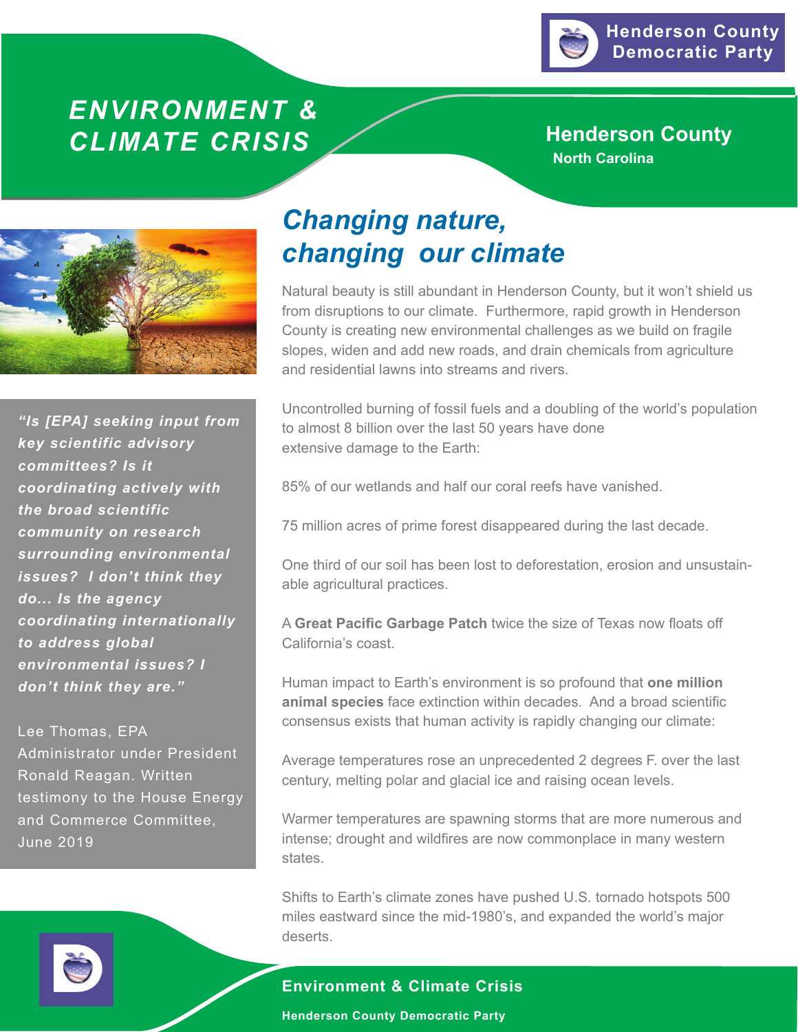Henderson County Democratic Party

# ENVIRONMENT & CLIMATE CRISIS

**Henderson County**
**North Carolina**

*"Is [EPA] seeking input from key scientific advisory committees? Is it coordinating actively with the broad scientific community on research surrounding environmental issues? I don't think they do... Is the agency coordinating internationally to address global environmental issues? I don't think they are."*

Lee Thomas, EPA Administrator under President Ronald Reagan. Written testimony to the House Energy and Commerce Committee, June 2019

## Changing nature, changing our climate

Natural beauty is still abundant in Henderson County, but it won't shield us from disruptions to our climate. Furthermore, rapid growth in Henderson County is creating new environmental challenges as we build on fragile slopes, widen and add new roads, and drain chemicals from agriculture and residential lawns into streams and rivers.

Uncontrolled burning of fossil fuels and a doubling of the world's population to almost 8 billion over the last 50 years have done extensive damage to the Earth:

85% of our wetlands and half our coral reefs have vanished.

75 million acres of prime forest disappeared during the last decade.

One third of our soil has been lost to deforestation, erosion and unsustainable agricultural practices.

A **Great Pacific Garbage Patch** twice the size of Texas now floats off California's coast.

Human impact to Earth's environment is so profound that **one million animal species** face extinction within decades. And a broad scientific consensus exists that human activity is rapidly changing our climate:

Average temperatures rose an unprecedented 2 degrees F. over the last century, melting polar and glacial ice and raising ocean levels.

Warmer temperatures are spawning storms that are more numerous and intense; drought and wildfires are now commonplace in many western states.

Shifts to Earth's climate zones have pushed U.S. tornado hotspots 500 miles eastward since the mid-1980's, and expanded the world's major deserts.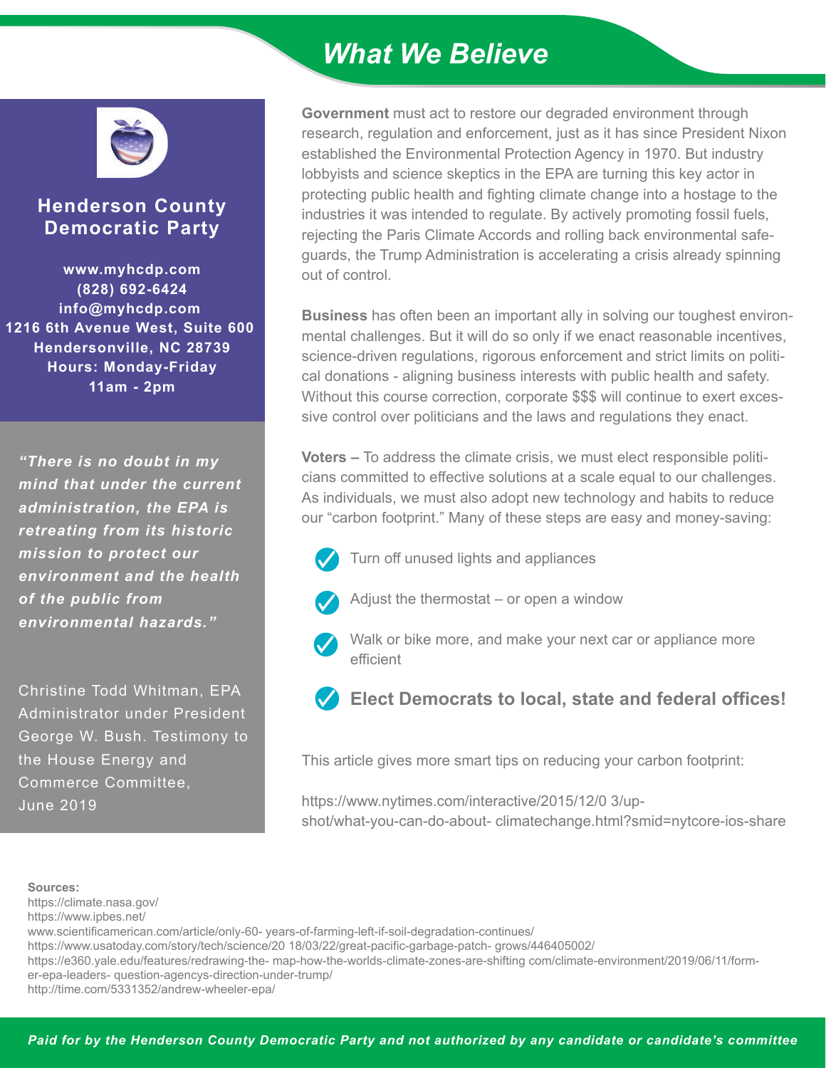# What We Believe

## Henderson County Democratic Party

**www.myhcdp.com**
**(828) 692-6424**
**info@myhcdp.com**
**1216 6th Avenue West, Suite 600**
**Hendersonville, NC 28739**
**Hours: Monday-Friday**
**11am - 2pm**

***"There is no doubt in my mind that under the current administration, the EPA is retreating from its historic mission to protect our environment and the health of the public from environmental hazards."***

Christine Todd Whitman, EPA Administrator under President George W. Bush. Testimony to the House Energy and Commerce Committee, June 2019

**Government** must act to restore our degraded environment through research, regulation and enforcement, just as it has since President Nixon established the Environmental Protection Agency in 1970. But industry lobbyists and science skeptics in the EPA are turning this key actor in protecting public health and fighting climate change into a hostage to the industries it was intended to regulate. By actively promoting fossil fuels, rejecting the Paris Climate Accords and rolling back environmental safeguards, the Trump Administration is accelerating a crisis already spinning out of control.

**Business** has often been an important ally in solving our toughest environmental challenges. But it will do so only if we enact reasonable incentives, science-driven regulations, rigorous enforcement and strict limits on political donations - aligning business interests with public health and safety. Without this course correction, corporate $$$ will continue to exert excessive control over politicians and the laws and regulations they enact.

**Voters –** To address the climate crisis, we must elect responsible politicians committed to effective solutions at a scale equal to our challenges. As individuals, we must also adopt new technology and habits to reduce our "carbon footprint." Many of these steps are easy and money-saving:

- Turn off unused lights and appliances
- Adjust the thermostat – or open a window
- Walk or bike more, and make your next car or appliance more efficient
- **Elect Democrats to local, state and federal offices!**

This article gives more smart tips on reducing your carbon footprint:

https://www.nytimes.com/interactive/2015/12/0 3/upshot/what-you-can-do-about- climatechange.html?smid=nytcore-ios-share

**Sources:**
https://climate.nasa.gov/
https://www.ipbes.net/
www.scientificamerican.com/article/only-60- years-of-farming-left-if-soil-degradation-continues/
https://www.usatoday.com/story/tech/science/20 18/03/22/great-pacific-garbage-patch- grows/446405002/
https://e360.yale.edu/features/redrawing-the- map-how-the-worlds-climate-zones-are-shifting com/climate-environment/2019/06/11/former-epa-leaders- question-agencys-direction-under-trump/
http://time.com/5331352/andrew-wheeler-epa/

*Paid for by the Henderson County Democratic Party and not authorized by any candidate or candidate's committee*